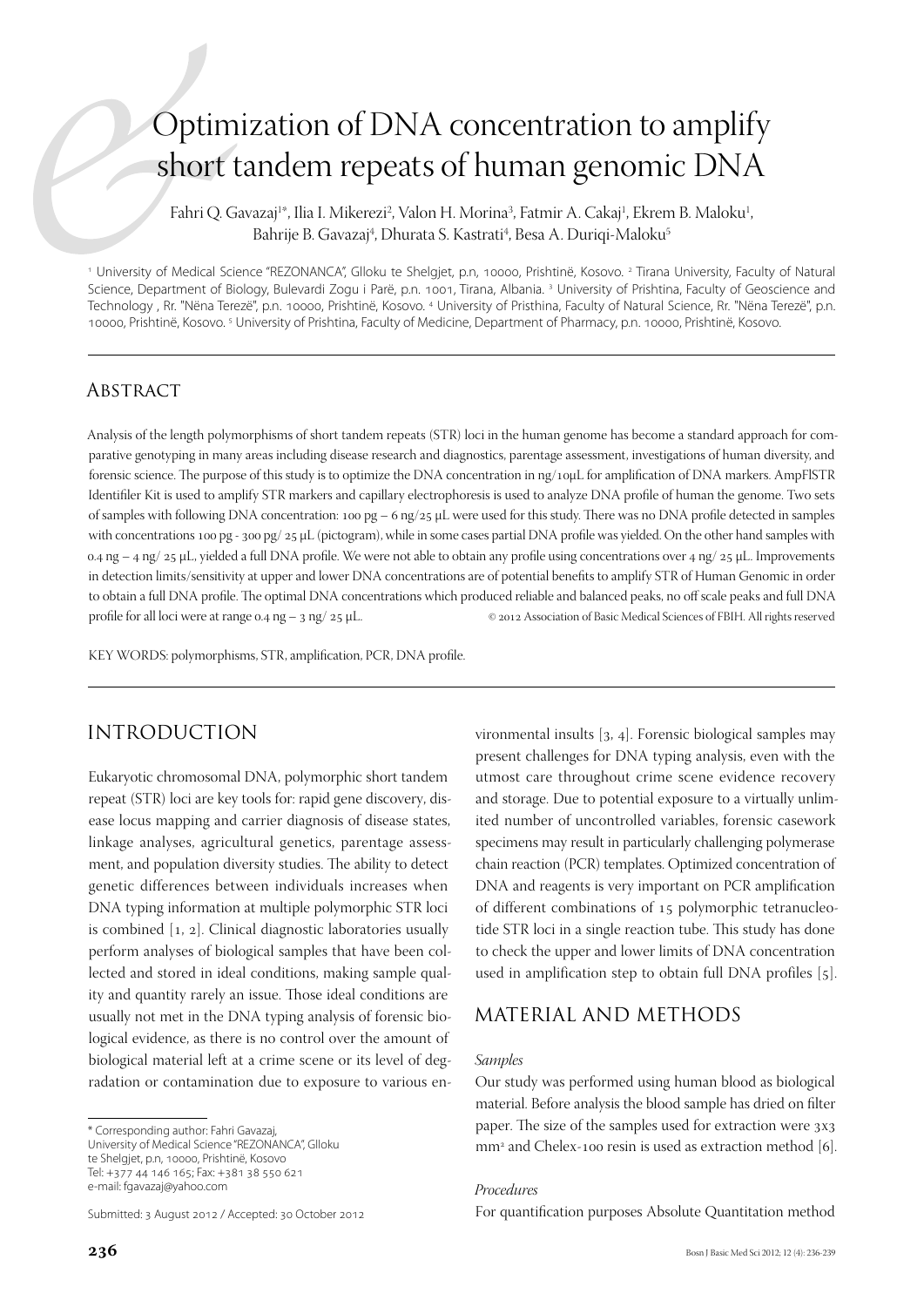# Optimization of DNA concentration to amplify short tandem repeats of human genomic DNA

Fahri Q. Gavazaj[1*], Ilia I. Mikerezi[2], Valon H. Morina[3], Fatmir A. Cakaj[1], Ekrem B. Maloku[1], Bahrije B. Gavazaj[4], Dhurata S. Kastrati[4], Besa A. Duriqi-Maloku[5]

[1] University of Medical Science "REZONANCA", Glloku te Shelgjet, p.n, 10000, Prishtinë, Kosovo. [2] Tirana University, Faculty of Natural Science, Department of Biology, Bulevardi Zogu i Parë, p.n. 1001, Tirana, Albania. [3] University of Prishtina, Faculty of Geoscience and Technology , Rr. "Nëna Tereze", p.n. 10000, Prishtinë, Kosovo. [4] University of Pristhina, Faculty of Natural Science, Rr. "Nëna Tereze", p.n. 10000, Prishtinë, Kosovo. [5] University of Prishtina, Faculty of Medicine, Department of Pharmacy, p.n. 10000, Prishtinë, Kosovo.

## Abstract

Analysis of the length polymorphisms of short tandem repeats (STR) loci in the human genome has become a standard approach for comparative genotyping in many areas including disease research and diagnostics, parentage assessment, investigations of human diversity, and forensic science. The purpose of this study is to optimize the DNA concentration in ng/10μL for amplification of DNA markers. AmpFlSTR Identifiler Kit is used to amplify STR markers and capillary electrophoresis is used to analyze DNA profile of human the genome. Two sets of samples with following DNA concentration: 100 pg – 6 ng/25 μL were used for this study. There was no DNA profile detected in samples with concentrations 100 pg - 300 pg/ 25 μL (pictogram), while in some cases partial DNA profile was yielded. On the other hand samples with 0.4 ng – 4 ng/ 25 μL, yielded a full DNA profile. We were not able to obtain any profile using concentrations over 4 ng/ 25 μL. Improvements in detection limits/sensitivity at upper and lower DNA concentrations are of potential benefits to amplify STR of Human Genomic in order to obtain a full DNA profile. The optimal DNA concentrations which produced reliable and balanced peaks, no off scale peaks and full DNA profile for all loci were at range 0.4 ng – 3 ng/ 25 μL. © 2012 Association of Basic Medical Sciences of FBIH. All rights reserved

KEY WORDS: polymorphisms, STR, amplification, PCR, DNA profile.

## Introduction

Eukaryotic chromosomal DNA, polymorphic short tandem repeat (STR) loci are key tools for: rapid gene discovery, disease locus mapping and carrier diagnosis of disease states, linkage analyses, agricultural genetics, parentage assessment, and population diversity studies. The ability to detect genetic differences between individuals increases when DNA typing information at multiple polymorphic STR loci is combined [1, 2]. Clinical diagnostic laboratories usually perform analyses of biological samples that have been collected and stored in ideal conditions, making sample quality and quantity rarely an issue. Those ideal conditions are usually not met in the DNA typing analysis of forensic biological evidence, as there is no control over the amount of biological material left at a crime scene or its level of degradation or contamination due to exposure to various environmental insults [3, 4]. Forensic biological samples may present challenges for DNA typing analysis, even with the utmost care throughout crime scene evidence recovery and storage. Due to potential exposure to a virtually unlimited number of uncontrolled variables, forensic casework specimens may result in particularly challenging polymerase chain reaction (PCR) templates. Optimized concentration of DNA and reagents is very important on PCR amplification of different combinations of 15 polymorphic tetranucleotide STR loci in a single reaction tube. This study has done to check the upper and lower limits of DNA concentration used in amplification step to obtain full DNA profiles [5].

## Material and methods

### *Samples*

Our study was performed using human blood as biological material. Before analysis the blood sample has dried on filter paper. The size of the samples used for extraction were 3x3 $mm^2$ and Chelex-100 resin is used as extraction method [6].

### *Procedures*

For quantification purposes Absolute Quantitation method

\* Corresponding author: Fahri Gavazaj, University of Medical Science "REZONANCA", Glloku te Shelgjet, p.n, 10000, Prishtinë, Kosovo Tel: +377 44 146 165; Fax: +381 38 550 621 e-mail: fgavazaj@yahoo.com

Submitted: 3 August 2012 / Accepted: 30 October 2012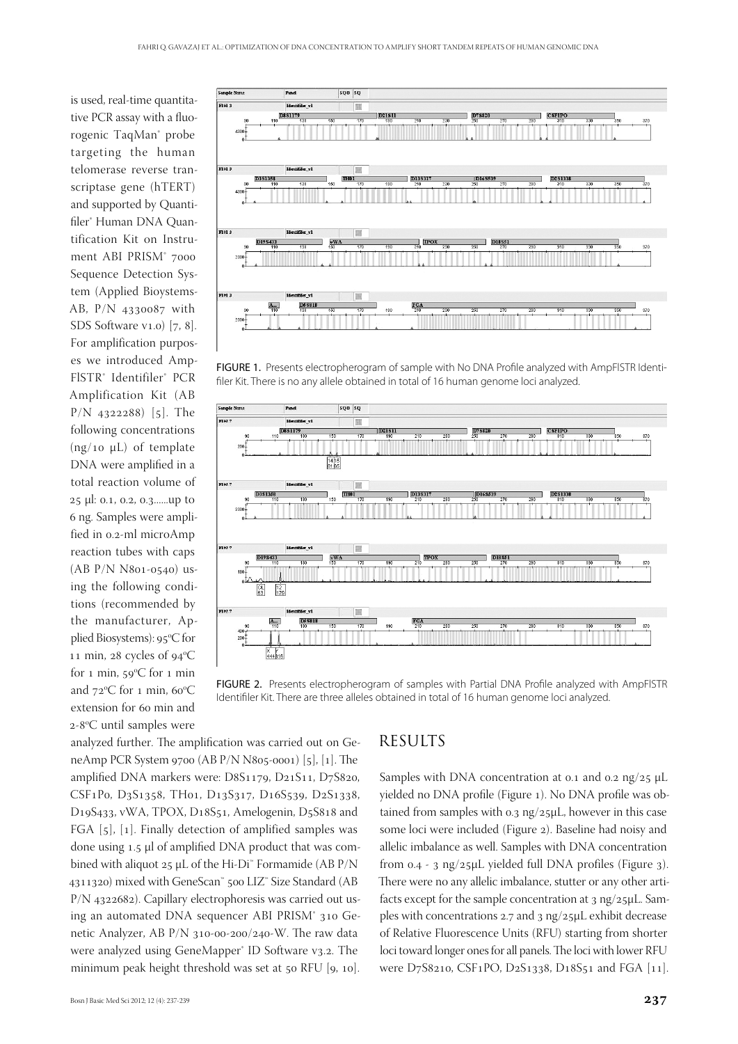is used, real-time quantitative PCR assay with a fluorogenic TaqMan® probe targeting the human telomerase reverse transcriptase gene (hTERT) and supported by Quantifiler® Human DNA Quantification Kit on Instrument ABI PRISM® 7000 Sequence Detection System (Applied Bioystems-AB, P/N 4330087 with SDS Software v1.0) [7, 8]. For amplification purposes we introduced AmpFlSTR® Identifiler® PCR Amplification Kit (AB P/N 4322288) [5]. The following concentrations (ng/10 μL) of template DNA were amplified in a total reaction volume of 25 μl: 0.1, 0.2, 0.3......up to 6 ng. Samples were amplified in 0.2-ml microAmp reaction tubes with caps (AB P/N N801-0540) using the following conditions (recommended by the manufacturer, Applied Biosystems): 95°C for 11 min, 28 cycles of 94°C for 1 min, 59°C for 1 min and 72°C for 1 min, 60°C extension for 60 min and 2-8°C until samples were analyzed further. The amplification was carried out on GeneAmp PCR System 9700 (AB P/N N805-0001) [5], [1]. The amplified DNA markers were: D8S1179, D21S11, D7S820, CSF1P0, D3S1358, TH01, D13S317, D16S539, D2S1338, D19S433, vWA, TPOX, D18S51, Amelogenin, D5S818 and FGA [5], [1]. Finally detection of amplified samples was done using 1.5 μl of amplified DNA product that was combined with aliquot 25 μL of the Hi-Di™ Formamide (AB P/N 4311320) mixed with GeneScan™ 500 LIZ™ Size Standard (AB P/N 4322682). Capillary electrophoresis was carried out using an automated DNA sequencer ABI PRISM® 310 Genetic Analyzer, AB P/N 310-00-200/240-W. The raw data were analyzed using GeneMapper® ID Software v3.2. The minimum peak height threshold was set at 50 RFU [9, 10].

FIGURE 1. Presents electropherogram of sample with No DNA Profile analyzed with AmpFlSTR Identifiler Kit. There is no any allele obtained in total of 16 human genome loci analyzed.

FIGURE 2. Presents electropherogram of samples with Partial DNA Profile analyzed with AmpFlSTR Identifiler Kit. There are three alleles obtained in total of 16 human genome loci analyzed.

## RESULTS

Samples with DNA concentration at 0.1 and 0.2 ng/25 μL yielded no DNA profile (Figure 1). No DNA profile was obtained from samples with 0.3 ng/25μL, however in this case some loci were included (Figure 2). Baseline had noisy and allelic imbalance as well. Samples with DNA concentration from 0.4 - 3 ng/25μL yielded full DNA profiles (Figure 3). There were no any allelic imbalance, stutter or any other artifacts except for the sample concentration at 3 ng/25μL. Samples with concentrations 2.7 and 3 ng/25μL exhibit decrease of Relative Fluorescence Units (RFU) starting from shorter loci toward longer ones for all panels. The loci with lower RFU were D7S8210, CSF1PO, D2S1338, D18S51 and FGA [11].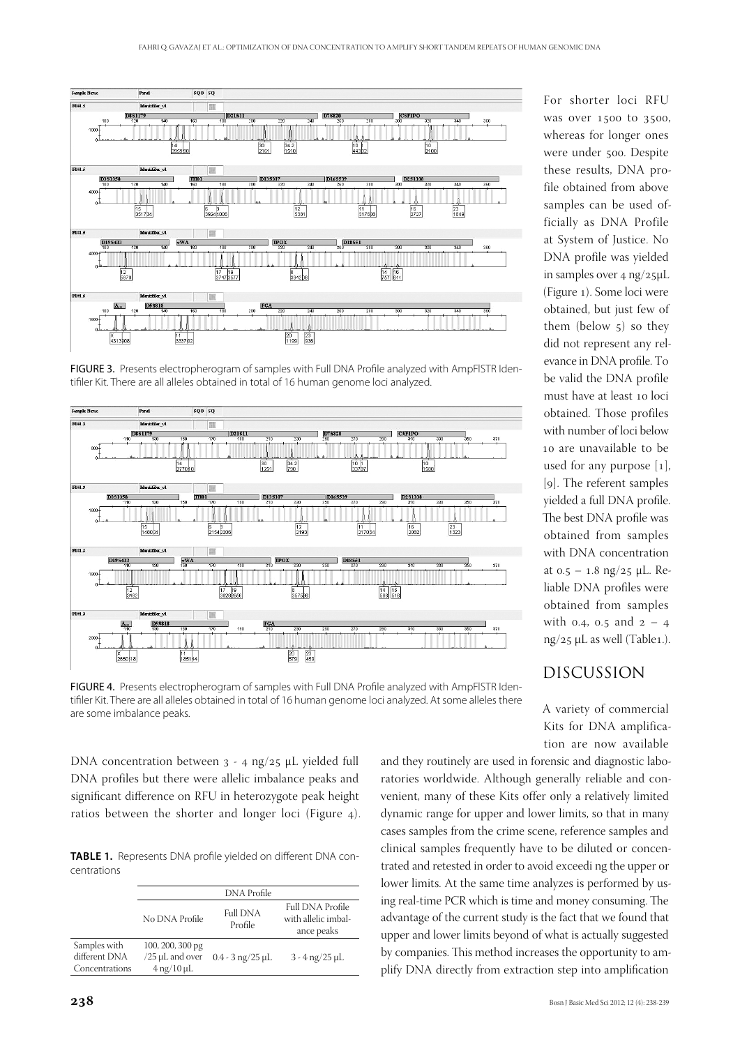FIGURE 3. Presents electropherogram of samples with Full DNA Profile analyzed with AmpFlSTR Identifiler Kit. There are all alleles obtained in total of 16 human genome loci analyzed.

FIGURE 4. Presents electropherogram of samples with Full DNA Profile analyzed with AmpFlSTR Identifiler Kit. There are all alleles obtained in total of 16 human genome loci analyzed. At some alleles there are some imbalance peaks.

DNA concentration between 3 - 4 ng/25 µL yielded full DNA profiles but there were allelic imbalance peaks and significant difference on RFU in heterozygote peak height ratios between the shorter and longer loci (Figure 4).

**TABLE 1.** Represents DNA profile yielded on different DNA concentrations

| | DNA Profile | | |
|---|---|---|---|
| | No DNA Profile | Full DNA Profile | Full DNA Profile with allelic imbalance peaks |
| Samples with different DNA Concentrations | 100, 200, 300 pg /25 µL and over 4 ng/10 µL | 0.4 - 3 ng/25 µL | 3 - 4 ng/25 µL |

For shorter loci RFU was over 1500 to 3500, whereas for longer ones were under 500. Despite these results, DNA profile obtained from above samples can be used officially as DNA Profile at System of Justice. No DNA profile was yielded in samples over 4 ng/25µL (Figure 1). Some loci were obtained, but just few of them (below 5) so they did not represent any relevance in DNA profile. To be valid the DNA profile must have at least 10 loci obtained. Those profiles with number of loci below 10 are unavailable to be used for any purpose [1], [9]. The referent samples yielded a full DNA profile. The best DNA profile was obtained from samples with DNA concentration at 0.5 – 1.8 ng/25 µL. Reliable DNA profiles were obtained from samples with 0.4, 0.5 and 2 – 4 ng/25 µL as well (Table1.).

## DISCUSSION

A variety of commercial Kits for DNA amplification are now available and they routinely are used in forensic and diagnostic laboratories worldwide. Although generally reliable and convenient, many of these Kits offer only a relatively limited dynamic range for upper and lower limits, so that in many cases samples from the crime scene, reference samples and clinical samples frequently have to be diluted or concentrated and retested in order to avoid exceedi ng the upper or lower limits. At the same time analyzes is performed by using real-time PCR which is time and money consuming. The advantage of the current study is the fact that we found that upper and lower limits beyond of what is actually suggested by companies. This method increases the opportunity to amplify DNA directly from extraction step into amplification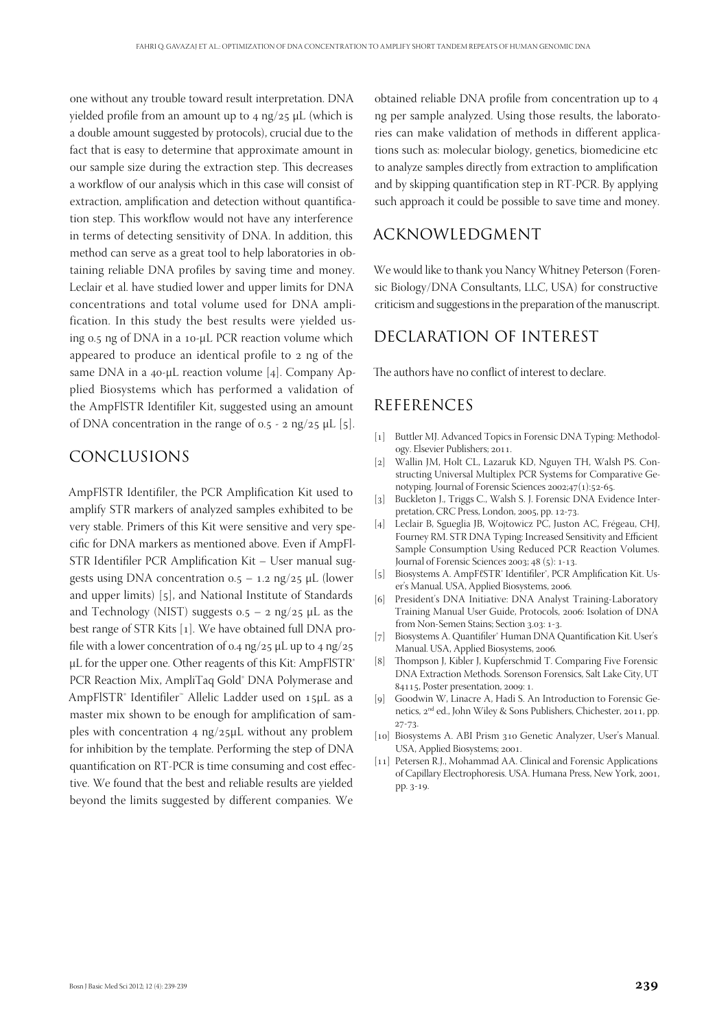one without any trouble toward result interpretation. DNA yielded profile from an amount up to 4 ng/25 μL (which is a double amount suggested by protocols), crucial due to the fact that is easy to determine that approximate amount in our sample size during the extraction step. This decreases a workflow of our analysis which in this case will consist of extraction, amplification and detection without quantification step. This workflow would not have any interference in terms of detecting sensitivity of DNA. In addition, this method can serve as a great tool to help laboratories in obtaining reliable DNA profiles by saving time and money. Leclair et al. have studied lower and upper limits for DNA concentrations and total volume used for DNA amplification. In this study the best results were yielded using 0.5 ng of DNA in a 10-μL PCR reaction volume which appeared to produce an identical profile to 2 ng of the same DNA in a 40-μL reaction volume [4]. Company Applied Biosystems which has performed a validation of the AmpFlSTR Identifiler Kit, suggested using an amount of DNA concentration in the range of 0.5 - 2 ng/25 μL [5].

## CONCLUSIONS

AmpFlSTR Identifiler, the PCR Amplification Kit used to amplify STR markers of analyzed samples exhibited to be very stable. Primers of this Kit were sensitive and very specific for DNA markers as mentioned above. Even if AmpFlSTR Identifiler PCR Amplification Kit – User manual suggests using DNA concentration 0.5 – 1.2 ng/25 μL (lower and upper limits) [5], and National Institute of Standards and Technology (NIST) suggests 0.5 – 2 ng/25 μL as the best range of STR Kits [1]. We have obtained full DNA profile with a lower concentration of 0.4 ng/25 μL up to 4 ng/25 μL for the upper one. Other reagents of this Kit: AmpFlSTR® PCR Reaction Mix, AmpliTaq Gold® DNA Polymerase and AmpFlSTR® Identifiler™ Allelic Ladder used on 15μL as a master mix shown to be enough for amplification of samples with concentration 4 ng/25μL without any problem for inhibition by the template. Performing the step of DNA quantification on RT-PCR is time consuming and cost effective. We found that the best and reliable results are yielded beyond the limits suggested by different companies. We obtained reliable DNA profile from concentration up to 4 ng per sample analyzed. Using those results, the laboratories can make validation of methods in different applications such as: molecular biology, genetics, biomedicine etc to analyze samples directly from extraction to amplification and by skipping quantification step in RT-PCR. By applying such approach it could be possible to save time and money.

## ACKNOWLEDGMENT

We would like to thank you Nancy Whitney Peterson (Forensic Biology/DNA Consultants, LLC, USA) for constructive criticism and suggestions in the preparation of the manuscript.

## DECLARATION OF INTEREST

The authors have no conflict of interest to declare.

## REFERENCES

[1] Buttler MJ. Advanced Topics in Forensic DNA Typing: Methodology. Elsevier Publishers; 2011.

[2] Wallin JM, Holt CL, Lazaruk KD, Nguyen TH, Walsh PS. Constructing Universal Multiplex PCR Systems for Comparative Genotyping. Journal of Forensic Sciences 2002;47(1):52-65.

[3] Buckleton J., Triggs C., Walsh S. J. Forensic DNA Evidence Interpretation, CRC Press, London, 2005, pp. 12-73.

[4] Leclair B, Sgueglia JB, Wojtowicz PC, Juston AC, Frégeau, CHJ, Fourney RM. STR DNA Typing: Increased Sensitivity and Efficient Sample Consumption Using Reduced PCR Reaction Volumes. Journal of Forensic Sciences 2003; 48 (5): 1-13.

[5] Biosystems A. AmpFℓSTR® Identifiler®, PCR Amplification Kit. User's Manual. USA, Applied Biosystems, 2006.

[6] President's DNA Initiative: DNA Analyst Training-Laboratory Training Manual User Guide, Protocols, 2006: Isolation of DNA from Non-Semen Stains; Section 3.03: 1-3.

[7] Biosystems A. Quantifiler® Human DNA Quantification Kit. User's Manual. USA, Applied Biosystems, 2006.

[8] Thompson J, Kibler J, Kupferschmid T. Comparing Five Forensic DNA Extraction Methods. Sorenson Forensics, Salt Lake City, UT 84115, Poster presentation, 2009: 1.

[9] Goodwin W, Linacre A, Hadi S. An Introduction to Forensic Genetics, 2nd ed., John Wiley & Sons Publishers, Chichester, 2011, pp. 27-73.

[10] Biosystems A. ABI Prism 310 Genetic Analyzer, User's Manual. USA, Applied Biosystems; 2001.

[11] Petersen R.J., Mohammad AA. Clinical and Forensic Applications of Capillary Electrophoresis. USA. Humana Press, New York, 2001, pp. 3-19.